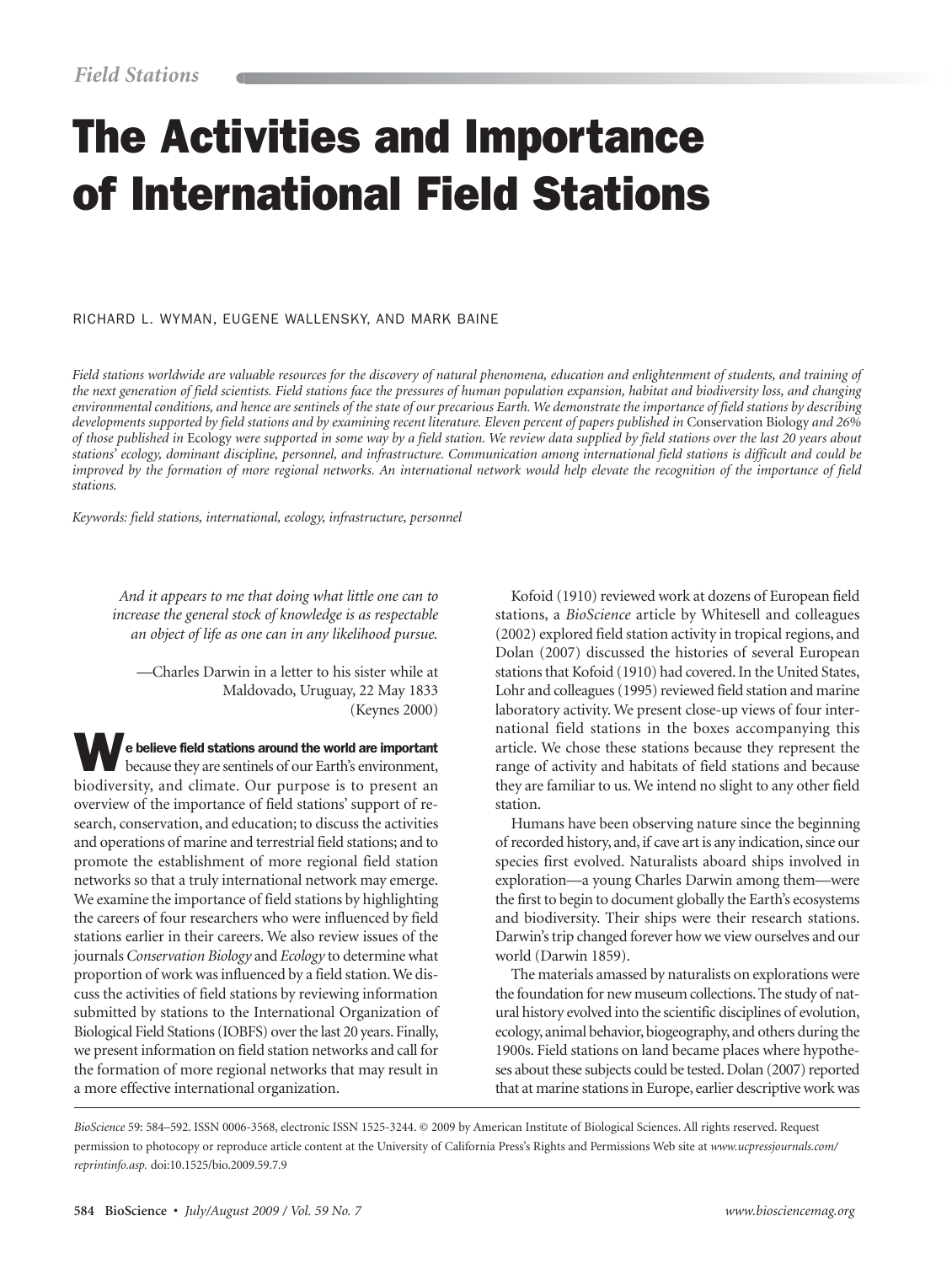*Field Stations*

# The Activities and Importance of International Field Stations

RICHARD L. WYMAN, EUGENE WALLENSKY, AND MARK BAINE

*Field stations worldwide are valuable resources for the discovery of natural phenomena, education and enlightenment of students, and training of the next generation of field scientists. Field stations face the pressures of human population expansion, habitat and biodiversity loss, and changing environmental conditions, and hence are sentinels of the state of our precarious Earth. We demonstrate the importance of field stations by describing developments supported by field stations and by examining recent literature. Eleven percent of papers published in* Conservation Biology *and 26% of those published in* Ecology *were supported in some way by a field station. We review data supplied by field stations over the last 20 years about stations' ecology, dominant discipline, personnel, and infrastructure. Communication among international field stations is difficult and could be improved by the formation of more regional networks. An international network would help elevate the recognition of the importance of field stations.*

*Keywords: field stations, international, ecology, infrastructure, personnel*

> *And it appears to me that doing what little one can to increase the general stock of knowledge is as respectable an object of life as one can in any likelihood pursue.*
>
> —Charles Darwin in a letter to his sister while at Maldovado, Uruguay, 22 May 1833 (Keynes 2000)

**We believe field stations around the world are important** because they are sentinels of our Earth's environment, biodiversity, and climate. Our purpose is to present an overview of the importance of field stations' support of research, conservation, and education; to discuss the activities and operations of marine and terrestrial field stations; and to promote the establishment of more regional field station networks so that a truly international network may emerge. We examine the importance of field stations by highlighting the careers of four researchers who were influenced by field stations earlier in their careers. We also review issues of the journals *Conservation Biology* and *Ecology* to determine what proportion of work was influenced by a field station. We discuss the activities of field stations by reviewing information submitted by stations to the International Organization of Biological Field Stations (IOBFS) over the last 20 years. Finally, we present information on field station networks and call for the formation of more regional networks that may result in a more effective international organization.

Kofoid (1910) reviewed work at dozens of European field stations, a *BioScience* article by Whitesell and colleagues (2002) explored field station activity in tropical regions, and Dolan (2007) discussed the histories of several European stations that Kofoid (1910) had covered. In the United States, Lohr and colleagues (1995) reviewed field station and marine laboratory activity. We present close-up views of four international field stations in the boxes accompanying this article. We chose these stations because they represent the range of activity and habitats of field stations and because they are familiar to us. We intend no slight to any other field station.

Humans have been observing nature since the beginning of recorded history, and, if cave art is any indication, since our species first evolved. Naturalists aboard ships involved in exploration—a young Charles Darwin among them—were the first to begin to document globally the Earth's ecosystems and biodiversity. Their ships were their research stations. Darwin's trip changed forever how we view ourselves and our world (Darwin 1859).

The materials amassed by naturalists on explorations were the foundation for new museum collections. The study of natural history evolved into the scientific disciplines of evolution, ecology, animal behavior, biogeography, and others during the 1900s. Field stations on land became places where hypotheses about these subjects could be tested. Dolan (2007) reported that at marine stations in Europe, earlier descriptive work was

*BioScience* 59: 584–592. ISSN 0006-3568, electronic ISSN 1525-3244. © 2009 by American Institute of Biological Sciences. All rights reserved. Request permission to photocopy or reproduce article content at the University of California Press's Rights and Permissions Web site at *www.ucpressjournals.com/reprintinfo.asp.* doi:10.1525/bio.2009.59.7.9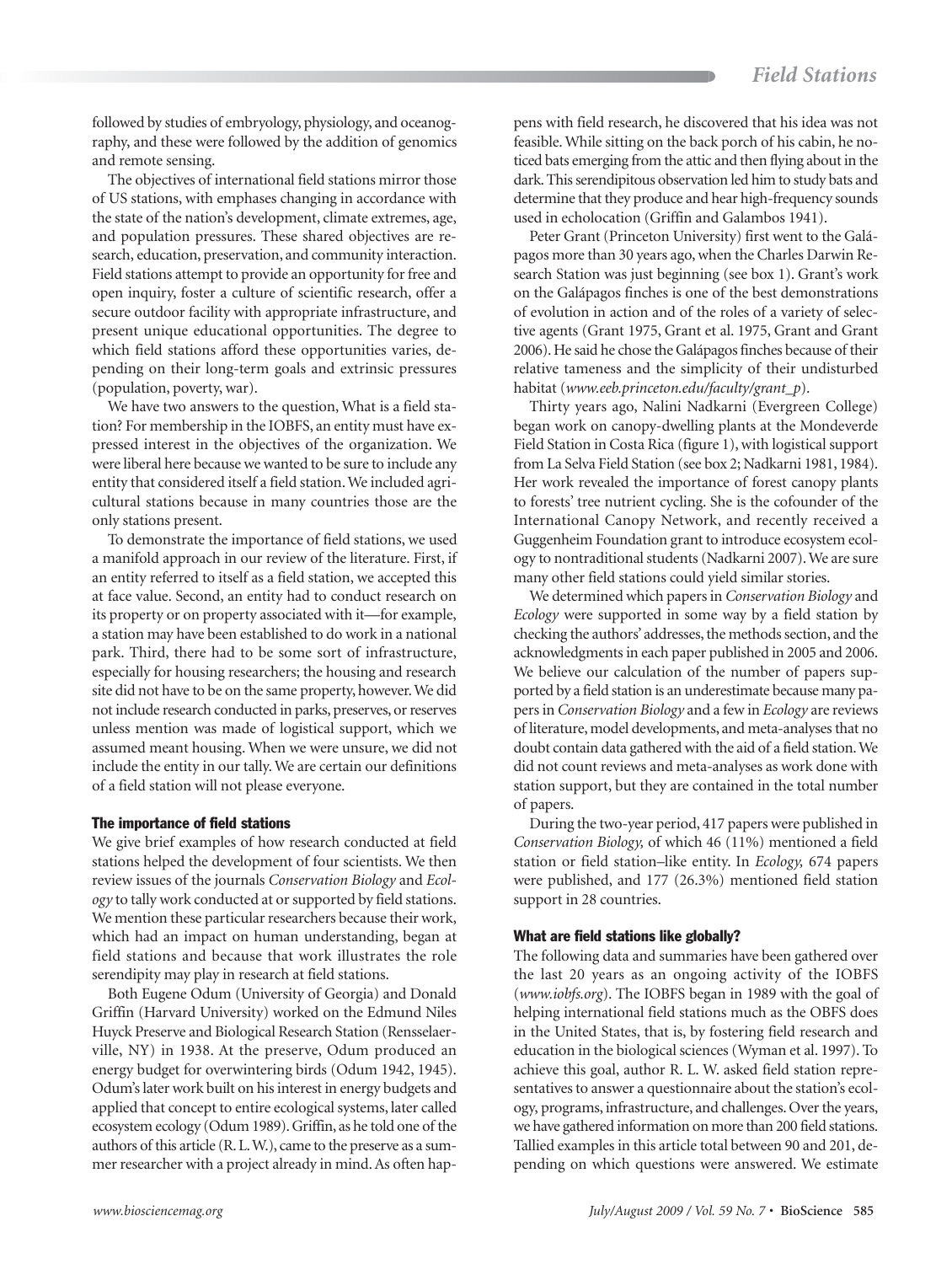followed by studies of embryology, physiology, and oceanography, and these were followed by the addition of genomics and remote sensing.

The objectives of international field stations mirror those of US stations, with emphases changing in accordance with the state of the nation's development, climate extremes, age, and population pressures. These shared objectives are research, education, preservation, and community interaction. Field stations attempt to provide an opportunity for free and open inquiry, foster a culture of scientific research, offer a secure outdoor facility with appropriate infrastructure, and present unique educational opportunities. The degree to which field stations afford these opportunities varies, depending on their long-term goals and extrinsic pressures (population, poverty, war).

We have two answers to the question, What is a field station? For membership in the IOBFS, an entity must have expressed interest in the objectives of the organization. We were liberal here because we wanted to be sure to include any entity that considered itself a field station. We included agricultural stations because in many countries those are the only stations present.

To demonstrate the importance of field stations, we used a manifold approach in our review of the literature. First, if an entity referred to itself as a field station, we accepted this at face value. Second, an entity had to conduct research on its property or on property associated with it—for example, a station may have been established to do work in a national park. Third, there had to be some sort of infrastructure, especially for housing researchers; the housing and research site did not have to be on the same property, however. We did not include research conducted in parks, preserves, or reserves unless mention was made of logistical support, which we assumed meant housing. When we were unsure, we did not include the entity in our tally. We are certain our definitions of a field station will not please everyone.

## The importance of field stations

We give brief examples of how research conducted at field stations helped the development of four scientists. We then review issues of the journals *Conservation Biology* and *Ecology* to tally work conducted at or supported by field stations. We mention these particular researchers because their work, which had an impact on human understanding, began at field stations and because that work illustrates the role serendipity may play in research at field stations.

Both Eugene Odum (University of Georgia) and Donald Griffin (Harvard University) worked on the Edmund Niles Huyck Preserve and Biological Research Station (Rensselaerville, NY) in 1938. At the preserve, Odum produced an energy budget for overwintering birds (Odum 1942, 1945). Odum's later work built on his interest in energy budgets and applied that concept to entire ecological systems, later called ecosystem ecology (Odum 1989). Griffin, as he told one of the authors of this article (R. L. W.), came to the preserve as a summer researcher with a project already in mind. As often happens with field research, he discovered that his idea was not feasible. While sitting on the back porch of his cabin, he noticed bats emerging from the attic and then flying about in the dark. This serendipitous observation led him to study bats and determine that they produce and hear high-frequency sounds used in echolocation (Griffin and Galambos 1941).

Peter Grant (Princeton University) first went to the Galápagos more than 30 years ago, when the Charles Darwin Research Station was just beginning (see box 1). Grant's work on the Galápagos finches is one of the best demonstrations of evolution in action and of the roles of a variety of selective agents (Grant 1975, Grant et al. 1975, Grant and Grant 2006). He said he chose the Galápagos finches because of their relative tameness and the simplicity of their undisturbed habitat (*www.eeb.princeton.edu/faculty/grant_p*).

Thirty years ago, Nalini Nadkarni (Evergreen College) began work on canopy-dwelling plants at the Mondeverde Field Station in Costa Rica (figure 1), with logistical support from La Selva Field Station (see box 2; Nadkarni 1981, 1984). Her work revealed the importance of forest canopy plants to forests' tree nutrient cycling. She is the cofounder of the International Canopy Network, and recently received a Guggenheim Foundation grant to introduce ecosystem ecology to nontraditional students (Nadkarni 2007). We are sure many other field stations could yield similar stories.

We determined which papers in *Conservation Biology* and *Ecology* were supported in some way by a field station by checking the authors' addresses, the methods section, and the acknowledgments in each paper published in 2005 and 2006. We believe our calculation of the number of papers supported by a field station is an underestimate because many papers in *Conservation Biology* and a few in *Ecology* are reviews of literature, model developments, and meta-analyses that no doubt contain data gathered with the aid of a field station. We did not count reviews and meta-analyses as work done with station support, but they are contained in the total number of papers.

During the two-year period, 417 papers were published in *Conservation Biology,* of which 46 (11%) mentioned a field station or field station–like entity. In *Ecology,* 674 papers were published, and 177 (26.3%) mentioned field station support in 28 countries.

## What are field stations like globally?

The following data and summaries have been gathered over the last 20 years as an ongoing activity of the IOBFS (*www.iobfs.org*). The IOBFS began in 1989 with the goal of helping international field stations much as the OBFS does in the United States, that is, by fostering field research and education in the biological sciences (Wyman et al. 1997). To achieve this goal, author R. L. W. asked field station representatives to answer a questionnaire about the station's ecology, programs, infrastructure, and challenges. Over the years, we have gathered information on more than 200 field stations. Tallied examples in this article total between 90 and 201, depending on which questions were answered. We estimate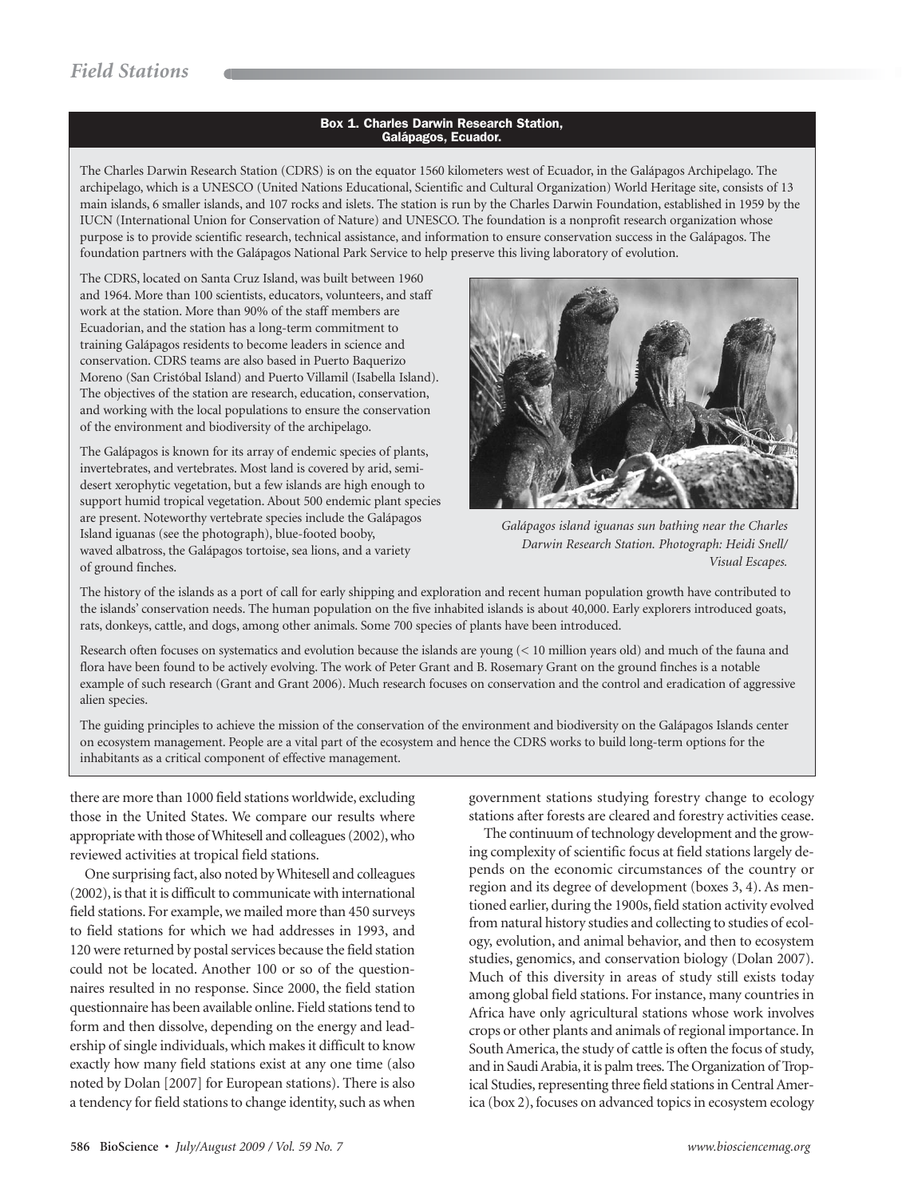### Box 1. Charles Darwin Research Station, Galápagos, Ecuador.

The Charles Darwin Research Station (CDRS) is on the equator 1560 kilometers west of Ecuador, in the Galápagos Archipelago. The archipelago, which is a UNESCO (United Nations Educational, Scientific and Cultural Organization) World Heritage site, consists of 13 main islands, 6 smaller islands, and 107 rocks and islets. The station is run by the Charles Darwin Foundation, established in 1959 by the IUCN (International Union for Conservation of Nature) and UNESCO. The foundation is a nonprofit research organization whose purpose is to provide scientific research, technical assistance, and information to ensure conservation success in the Galápagos. The foundation partners with the Galápagos National Park Service to help preserve this living laboratory of evolution.

The CDRS, located on Santa Cruz Island, was built between 1960 and 1964. More than 100 scientists, educators, volunteers, and staff work at the station. More than 90% of the staff members are Ecuadorian, and the station has a long-term commitment to training Galápagos residents to become leaders in science and conservation. CDRS teams are also based in Puerto Baquerizo Moreno (San Cristóbal Island) and Puerto Villamil (Isabella Island). The objectives of the station are research, education, conservation, and working with the local populations to ensure the conservation of the environment and biodiversity of the archipelago.

The Galápagos is known for its array of endemic species of plants, invertebrates, and vertebrates. Most land is covered by arid, semi-desert xerophytic vegetation, but a few islands are high enough to support humid tropical vegetation. About 500 endemic plant species are present. Noteworthy vertebrate species include the Galápagos Island iguanas (see the photograph), blue-footed booby, waved albatross, the Galápagos tortoise, sea lions, and a variety of ground finches.

*Galápagos island iguanas sun bathing near the Charles Darwin Research Station. Photograph: Heidi Snell/ Visual Escapes.*

The history of the islands as a port of call for early shipping and exploration and recent human population growth have contributed to the islands' conservation needs. The human population on the five inhabited islands is about 40,000. Early explorers introduced goats, rats, donkeys, cattle, and dogs, among other animals. Some 700 species of plants have been introduced.

Research often focuses on systematics and evolution because the islands are young (< 10 million years old) and much of the fauna and flora have been found to be actively evolving. The work of Peter Grant and B. Rosemary Grant on the ground finches is a notable example of such research (Grant and Grant 2006). Much research focuses on conservation and the control and eradication of aggressive alien species.

The guiding principles to achieve the mission of the conservation of the environment and biodiversity on the Galápagos Islands center on ecosystem management. People are a vital part of the ecosystem and hence the CDRS works to build long-term options for the inhabitants as a critical component of effective management.

---

there are more than 1000 field stations worldwide, excluding those in the United States. We compare our results where appropriate with those of Whitesell and colleagues (2002), who reviewed activities at tropical field stations.

One surprising fact, also noted by Whitesell and colleagues (2002), is that it is difficult to communicate with international field stations. For example, we mailed more than 450 surveys to field stations for which we had addresses in 1993, and 120 were returned by postal services because the field station could not be located. Another 100 or so of the questionnaires resulted in no response. Since 2000, the field station questionnaire has been available online. Field stations tend to form and then dissolve, depending on the energy and leadership of single individuals, which makes it difficult to know exactly how many field stations exist at any one time (also noted by Dolan [2007] for European stations). There is also a tendency for field stations to change identity, such as when government stations studying forestry change to ecology stations after forests are cleared and forestry activities cease.

The continuum of technology development and the growing complexity of scientific focus at field stations largely depends on the economic circumstances of the country or region and its degree of development (boxes 3, 4). As mentioned earlier, during the 1900s, field station activity evolved from natural history studies and collecting to studies of ecology, evolution, and animal behavior, and then to ecosystem studies, genomics, and conservation biology (Dolan 2007). Much of this diversity in areas of study still exists today among global field stations. For instance, many countries in Africa have only agricultural stations whose work involves crops or other plants and animals of regional importance. In South America, the study of cattle is often the focus of study, and in Saudi Arabia, it is palm trees. The Organization of Tropical Studies, representing three field stations in Central America (box 2), focuses on advanced topics in ecosystem ecology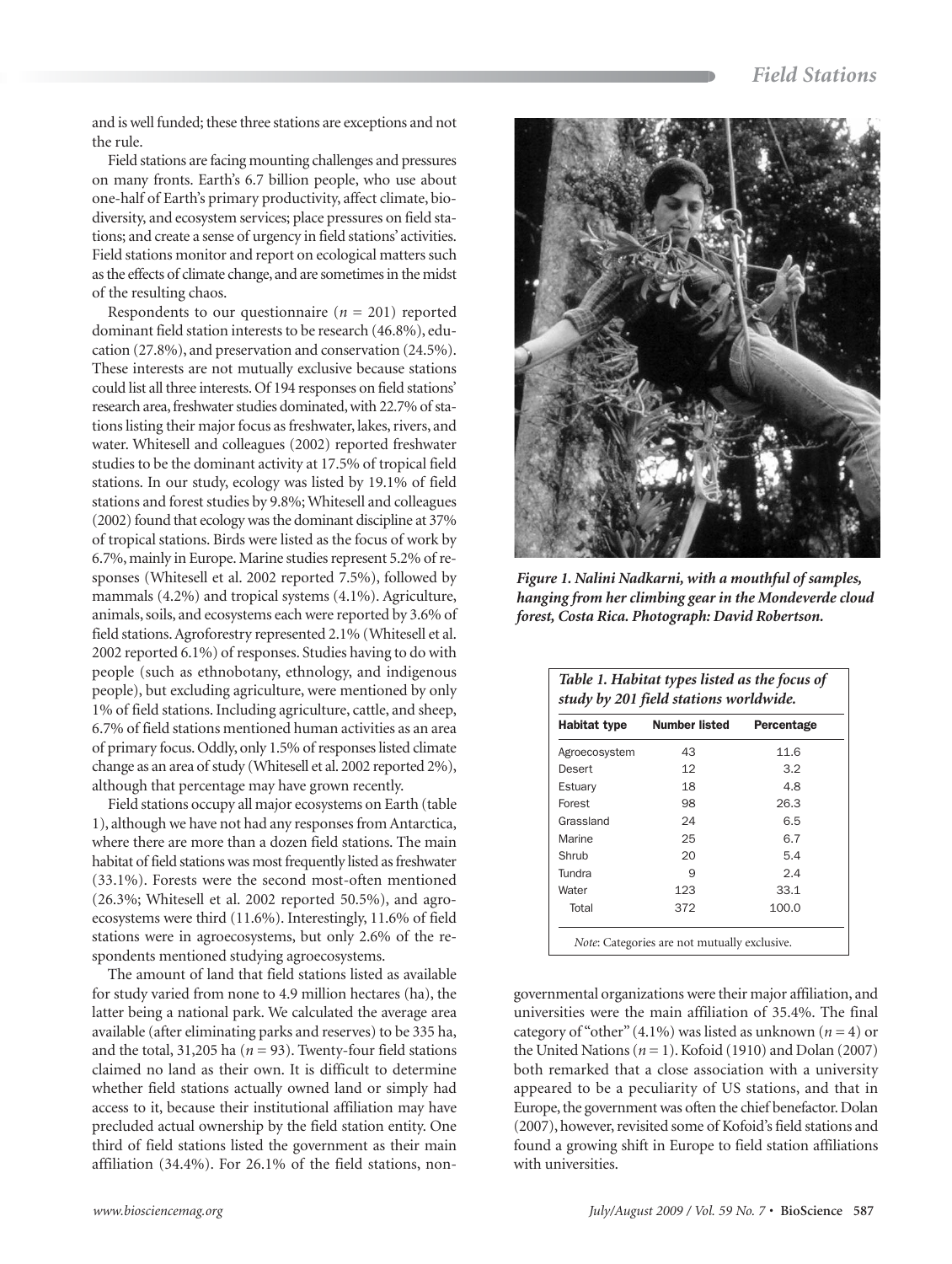and is well funded; these three stations are exceptions and not the rule.

Field stations are facing mounting challenges and pressures on many fronts. Earth's 6.7 billion people, who use about one-half of Earth's primary productivity, affect climate, biodiversity, and ecosystem services; place pressures on field stations; and create a sense of urgency in field stations' activities. Field stations monitor and report on ecological matters such as the effects of climate change, and are sometimes in the midst of the resulting chaos.

Respondents to our questionnaire ($n$ = 201) reported dominant field station interests to be research (46.8%), education (27.8%), and preservation and conservation (24.5%). These interests are not mutually exclusive because stations could list all three interests. Of 194 responses on field stations' research area, freshwater studies dominated, with 22.7% of stations listing their major focus as freshwater, lakes, rivers, and water. Whitesell and colleagues (2002) reported freshwater studies to be the dominant activity at 17.5% of tropical field stations. In our study, ecology was listed by 19.1% of field stations and forest studies by 9.8%; Whitesell and colleagues (2002) found that ecology was the dominant discipline at 37% of tropical stations. Birds were listed as the focus of work by 6.7%, mainly in Europe. Marine studies represent 5.2% of responses (Whitesell et al. 2002 reported 7.5%), followed by mammals (4.2%) and tropical systems (4.1%). Agriculture, animals, soils, and ecosystems each were reported by 3.6% of field stations. Agroforestry represented 2.1% (Whitesell et al. 2002 reported 6.1%) of responses. Studies having to do with people (such as ethnobotany, ethnology, and indigenous people), but excluding agriculture, were mentioned by only 1% of field stations. Including agriculture, cattle, and sheep, 6.7% of field stations mentioned human activities as an area of primary focus. Oddly, only 1.5% of responses listed climate change as an area of study (Whitesell et al. 2002 reported 2%), although that percentage may have grown recently.

Field stations occupy all major ecosystems on Earth (table 1), although we have not had any responses from Antarctica, where there are more than a dozen field stations. The main habitat of field stations was most frequently listed as freshwater (33.1%). Forests were the second most-often mentioned (26.3%; Whitesell et al. 2002 reported 50.5%), and agroecosystems were third (11.6%). Interestingly, 11.6% of field stations were in agroecosystems, but only 2.6% of the respondents mentioned studying agroecosystems.

The amount of land that field stations listed as available for study varied from none to 4.9 million hectares (ha), the latter being a national park. We calculated the average area available (after eliminating parks and reserves) to be 335 ha, and the total, 31,205 ha ($n$ = 93). Twenty-four field stations claimed no land as their own. It is difficult to determine whether field stations actually owned land or simply had access to it, because their institutional affiliation may have precluded actual ownership by the field station entity. One third of field stations listed the government as their main affiliation (34.4%). For 26.1% of the field stations, nongovernmental organizations were their major affiliation, and universities were the main affiliation of 35.4%. The final category of "other" (4.1%) was listed as unknown ($n$ = 4) or the United Nations ($n$ = 1). Kofoid (1910) and Dolan (2007) both remarked that a close association with a university appeared to be a peculiarity of US stations, and that in Europe, the government was often the chief benefactor. Dolan (2007), however, revisited some of Kofoid's field stations and found a growing shift in Europe to field station affiliations with universities.

***Figure 1. Nalini Nadkarni, with a mouthful of samples, hanging from her climbing gear in the Mondeverde cloud forest, Costa Rica. Photograph: David Robertson.***

*Table 1. Habitat types listed as the focus of study by 201 field stations worldwide.*

| Habitat type | Number listed | Percentage |
|---|---|---|
| Agroecosystem | 43 | 11.6 |
| Desert | 12 | 3.2 |
| Estuary | 18 | 4.8 |
| Forest | 98 | 26.3 |
| Grassland | 24 | 6.5 |
| Marine | 25 | 6.7 |
| Shrub | 20 | 5.4 |
| Tundra | 9 | 2.4 |
| Water | 123 | 33.1 |
| Total | 372 | 100.0 |

*Note*: Categories are not mutually exclusive.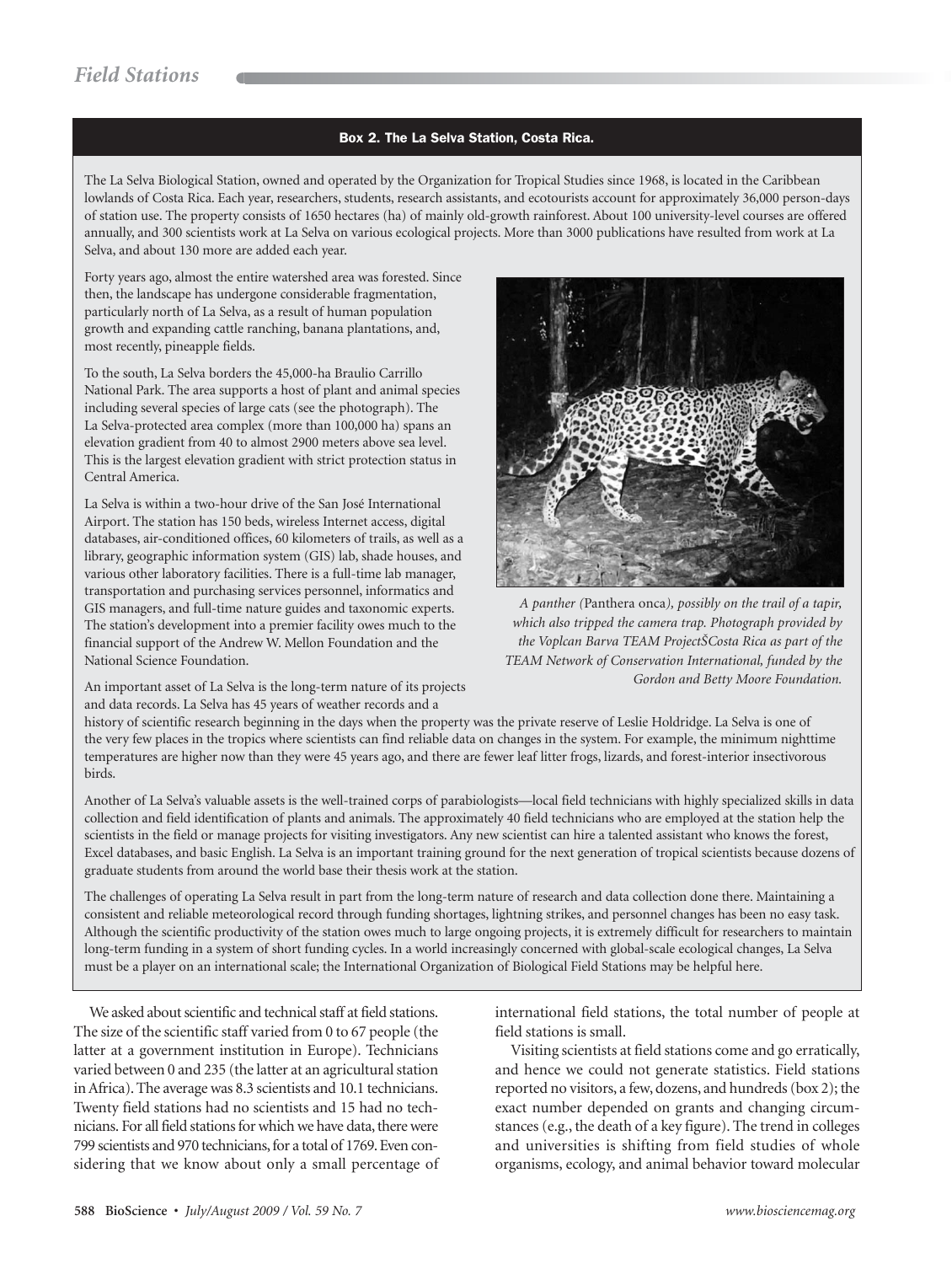### Box 2. The La Selva Station, Costa Rica.

The La Selva Biological Station, owned and operated by the Organization for Tropical Studies since 1968, is located in the Caribbean lowlands of Costa Rica. Each year, researchers, students, research assistants, and ecotourists account for approximately 36,000 person-days of station use. The property consists of 1650 hectares (ha) of mainly old-growth rainforest. About 100 university-level courses are offered annually, and 300 scientists work at La Selva on various ecological projects. More than 3000 publications have resulted from work at La Selva, and about 130 more are added each year.

Forty years ago, almost the entire watershed area was forested. Since then, the landscape has undergone considerable fragmentation, particularly north of La Selva, as a result of human population growth and expanding cattle ranching, banana plantations, and, most recently, pineapple fields.

To the south, La Selva borders the 45,000-ha Braulio Carrillo National Park. The area supports a host of plant and animal species including several species of large cats (see the photograph). The La Selva-protected area complex (more than 100,000 ha) spans an elevation gradient from 40 to almost 2900 meters above sea level. This is the largest elevation gradient with strict protection status in Central America.

La Selva is within a two-hour drive of the San José International Airport. The station has 150 beds, wireless Internet access, digital databases, air-conditioned offices, 60 kilometers of trails, as well as a library, geographic information system (GIS) lab, shade houses, and various other laboratory facilities. There is a full-time lab manager, transportation and purchasing services personnel, informatics and GIS managers, and full-time nature guides and taxonomic experts. The station's development into a premier facility owes much to the financial support of the Andrew W. Mellon Foundation and the National Science Foundation.

*A panther (*Panthera onca*), possibly on the trail of a tapir, which also tripped the camera trap. Photograph provided by the Voplcan Barva TEAM ProjectŠCosta Rica as part of the TEAM Network of Conservation International, funded by the Gordon and Betty Moore Foundation.*

An important asset of La Selva is the long-term nature of its projects and data records. La Selva has 45 years of weather records and a history of scientific research beginning in the days when the property was the private reserve of Leslie Holdridge. La Selva is one of the very few places in the tropics where scientists can find reliable data on changes in the system. For example, the minimum nighttime temperatures are higher now than they were 45 years ago, and there are fewer leaf litter frogs, lizards, and forest-interior insectivorous birds.

Another of La Selva's valuable assets is the well-trained corps of parabiologists—local field technicians with highly specialized skills in data collection and field identification of plants and animals. The approximately 40 field technicians who are employed at the station help the scientists in the field or manage projects for visiting investigators. Any new scientist can hire a talented assistant who knows the forest, Excel databases, and basic English. La Selva is an important training ground for the next generation of tropical scientists because dozens of graduate students from around the world base their thesis work at the station.

The challenges of operating La Selva result in part from the long-term nature of research and data collection done there. Maintaining a consistent and reliable meteorological record through funding shortages, lightning strikes, and personnel changes has been no easy task. Although the scientific productivity of the station owes much to large ongoing projects, it is extremely difficult for researchers to maintain long-term funding in a system of short funding cycles. In a world increasingly concerned with global-scale ecological changes, La Selva must be a player on an international scale; the International Organization of Biological Field Stations may be helpful here.

We asked about scientific and technical staff at field stations. The size of the scientific staff varied from 0 to 67 people (the latter at a government institution in Europe). Technicians varied between 0 and 235 (the latter at an agricultural station in Africa). The average was 8.3 scientists and 10.1 technicians. Twenty field stations had no scientists and 15 had no technicians. For all field stations for which we have data, there were 799 scientists and 970 technicians, for a total of 1769. Even considering that we know about only a small percentage of international field stations, the total number of people at field stations is small.

Visiting scientists at field stations come and go erratically, and hence we could not generate statistics. Field stations reported no visitors, a few, dozens, and hundreds (box 2); the exact number depended on grants and changing circumstances (e.g., the death of a key figure). The trend in colleges and universities is shifting from field studies of whole organisms, ecology, and animal behavior toward molecular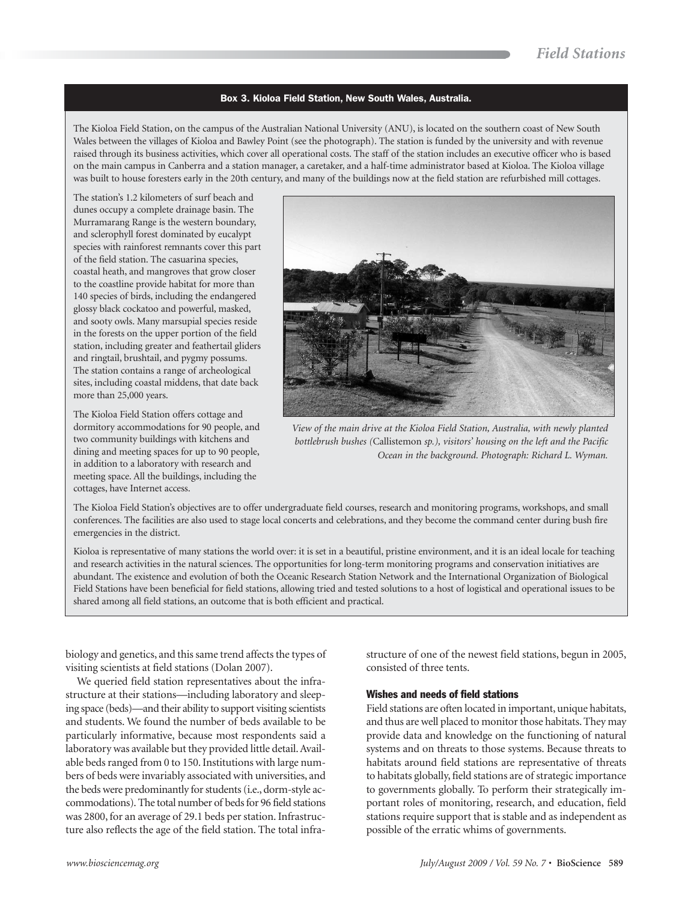### Box 3. Kioloa Field Station, New South Wales, Australia.

The Kioloa Field Station, on the campus of the Australian National University (ANU), is located on the southern coast of New South Wales between the villages of Kioloa and Bawley Point (see the photograph). The station is funded by the university and with revenue raised through its business activities, which cover all operational costs. The staff of the station includes an executive officer who is based on the main campus in Canberra and a station manager, a caretaker, and a half-time administrator based at Kioloa. The Kioloa village was built to house foresters early in the 20th century, and many of the buildings now at the field station are refurbished mill cottages.

The station's 1.2 kilometers of surf beach and dunes occupy a complete drainage basin. The Murramarang Range is the western boundary, and sclerophyll forest dominated by eucalypt species with rainforest remnants cover this part of the field station. The casuarina species, coastal heath, and mangroves that grow closer to the coastline provide habitat for more than 140 species of birds, including the endangered glossy black cockatoo and powerful, masked, and sooty owls. Many marsupial species reside in the forests on the upper portion of the field station, including greater and feathertail gliders and ringtail, brushtail, and pygmy possums. The station contains a range of archeological sites, including coastal middens, that date back more than 25,000 years.

The Kioloa Field Station offers cottage and dormitory accommodations for 90 people, and two community buildings with kitchens and dining and meeting spaces for up to 90 people, in addition to a laboratory with research and meeting space. All the buildings, including the cottages, have Internet access.

*View of the main drive at the Kioloa Field Station, Australia, with newly planted bottlebrush bushes (*Callistemon *sp.), visitors' housing on the left and the Pacific Ocean in the background. Photograph: Richard L. Wyman.*

The Kioloa Field Station's objectives are to offer undergraduate field courses, research and monitoring programs, workshops, and small conferences. The facilities are also used to stage local concerts and celebrations, and they become the command center during bush fire emergencies in the district.

Kioloa is representative of many stations the world over: it is set in a beautiful, pristine environment, and it is an ideal locale for teaching and research activities in the natural sciences. The opportunities for long-term monitoring programs and conservation initiatives are abundant. The existence and evolution of both the Oceanic Research Station Network and the International Organization of Biological Field Stations have been beneficial for field stations, allowing tried and tested solutions to a host of logistical and operational issues to be shared among all field stations, an outcome that is both efficient and practical.

biology and genetics, and this same trend affects the types of visiting scientists at field stations (Dolan 2007).

We queried field station representatives about the infrastructure at their stations—including laboratory and sleeping space (beds)—and their ability to support visiting scientists and students. We found the number of beds available to be particularly informative, because most respondents said a laboratory was available but they provided little detail. Available beds ranged from 0 to 150. Institutions with large numbers of beds were invariably associated with universities, and the beds were predominantly for students (i.e., dorm-style accommodations). The total number of beds for 96 field stations was 2800, for an average of 29.1 beds per station. Infrastructure also reflects the age of the field station. The total infrastructure of one of the newest field stations, begun in 2005, consisted of three tents.

### Wishes and needs of field stations

Field stations are often located in important, unique habitats, and thus are well placed to monitor those habitats. They may provide data and knowledge on the functioning of natural systems and on threats to those systems. Because threats to habitats around field stations are representative of threats to habitats globally, field stations are of strategic importance to governments globally. To perform their strategically important roles of monitoring, research, and education, field stations require support that is stable and as independent as possible of the erratic whims of governments.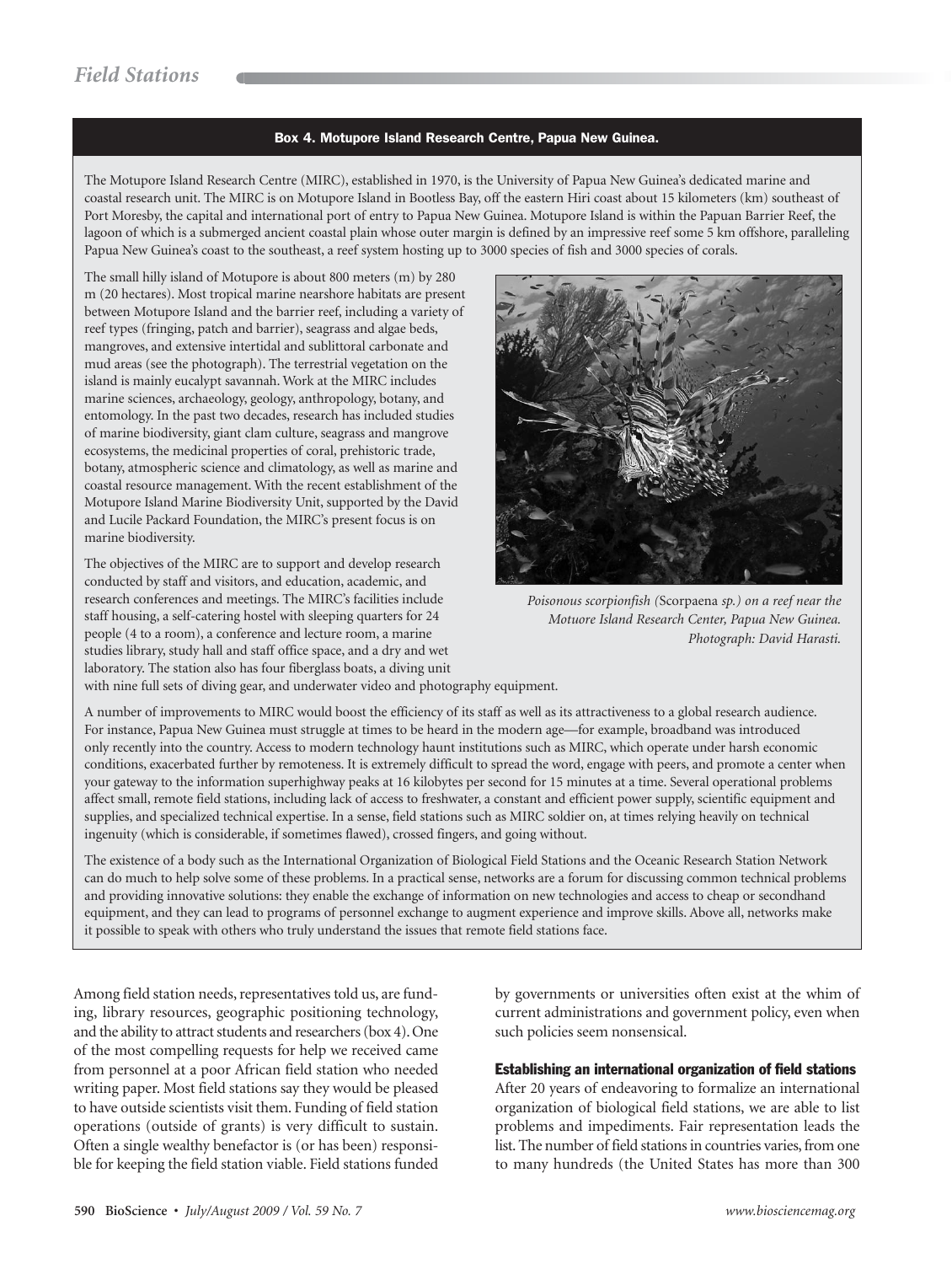### Box 4. Motupore Island Research Centre, Papua New Guinea.

The Motupore Island Research Centre (MIRC), established in 1970, is the University of Papua New Guinea's dedicated marine and coastal research unit. The MIRC is on Motupore Island in Bootless Bay, off the eastern Hiri coast about 15 kilometers (km) southeast of Port Moresby, the capital and international port of entry to Papua New Guinea. Motupore Island is within the Papuan Barrier Reef, the lagoon of which is a submerged ancient coastal plain whose outer margin is defined by an impressive reef some 5 km offshore, paralleling Papua New Guinea's coast to the southeast, a reef system hosting up to 3000 species of fish and 3000 species of corals.

The small hilly island of Motupore is about 800 meters (m) by 280 m (20 hectares). Most tropical marine nearshore habitats are present between Motupore Island and the barrier reef, including a variety of reef types (fringing, patch and barrier), seagrass and algae beds, mangroves, and extensive intertidal and sublittoral carbonate and mud areas (see the photograph). The terrestrial vegetation on the island is mainly eucalypt savannah. Work at the MIRC includes marine sciences, archaeology, geology, anthropology, botany, and entomology. In the past two decades, research has included studies of marine biodiversity, giant clam culture, seagrass and mangrove ecosystems, the medicinal properties of coral, prehistoric trade, botany, atmospheric science and climatology, as well as marine and coastal resource management. With the recent establishment of the Motupore Island Marine Biodiversity Unit, supported by the David and Lucile Packard Foundation, the MIRC's present focus is on marine biodiversity.

The objectives of the MIRC are to support and develop research conducted by staff and visitors, and education, academic, and research conferences and meetings. The MIRC's facilities include staff housing, a self-catering hostel with sleeping quarters for 24 people (4 to a room), a conference and lecture room, a marine studies library, study hall and staff office space, and a dry and wet laboratory. The station also has four fiberglass boats, a diving unit with nine full sets of diving gear, and underwater video and photography equipment.

*Poisonous scorpionfish (*Scorpaena *sp.) on a reef near the Motuore Island Research Center, Papua New Guinea. Photograph: David Harasti.*

A number of improvements to MIRC would boost the efficiency of its staff as well as its attractiveness to a global research audience. For instance, Papua New Guinea must struggle at times to be heard in the modern age—for example, broadband was introduced only recently into the country. Access to modern technology haunt institutions such as MIRC, which operate under harsh economic conditions, exacerbated further by remoteness. It is extremely difficult to spread the word, engage with peers, and promote a center when your gateway to the information superhighway peaks at 16 kilobytes per second for 15 minutes at a time. Several operational problems affect small, remote field stations, including lack of access to freshwater, a constant and efficient power supply, scientific equipment and supplies, and specialized technical expertise. In a sense, field stations such as MIRC soldier on, at times relying heavily on technical ingenuity (which is considerable, if sometimes flawed), crossed fingers, and going without.

The existence of a body such as the International Organization of Biological Field Stations and the Oceanic Research Station Network can do much to help solve some of these problems. In a practical sense, networks are a forum for discussing common technical problems and providing innovative solutions: they enable the exchange of information on new technologies and access to cheap or secondhand equipment, and they can lead to programs of personnel exchange to augment experience and improve skills. Above all, networks make it possible to speak with others who truly understand the issues that remote field stations face.

Among field station needs, representatives told us, are funding, library resources, geographic positioning technology, and the ability to attract students and researchers (box 4). One of the most compelling requests for help we received came from personnel at a poor African field station who needed writing paper. Most field stations say they would be pleased to have outside scientists visit them. Funding of field station operations (outside of grants) is very difficult to sustain. Often a single wealthy benefactor is (or has been) responsible for keeping the field station viable. Field stations funded by governments or universities often exist at the whim of current administrations and government policy, even when such policies seem nonsensical.

## Establishing an international organization of field stations

After 20 years of endeavoring to formalize an international organization of biological field stations, we are able to list problems and impediments. Fair representation leads the list. The number of field stations in countries varies, from one to many hundreds (the United States has more than 300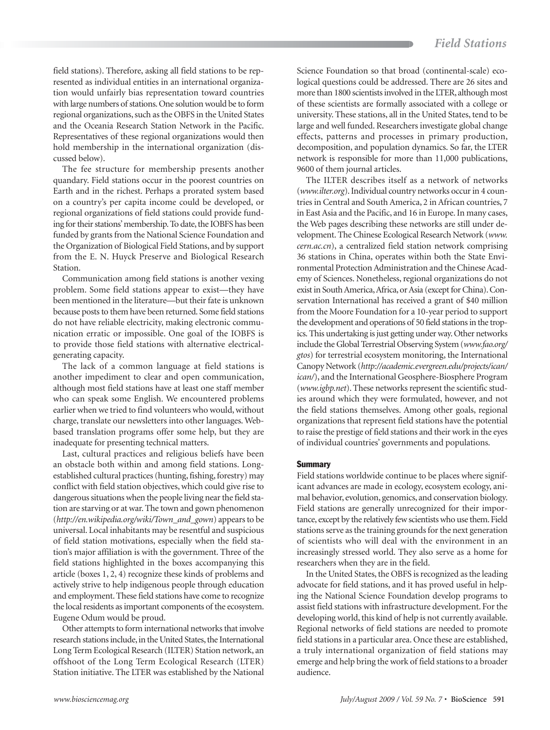field stations). Therefore, asking all field stations to be represented as individual entities in an international organization would unfairly bias representation toward countries with large numbers of stations. One solution would be to form regional organizations, such as the OBFS in the United States and the Oceania Research Station Network in the Pacific. Representatives of these regional organizations would then hold membership in the international organization (discussed below).

The fee structure for membership presents another quandary. Field stations occur in the poorest countries on Earth and in the richest. Perhaps a prorated system based on a country's per capita income could be developed, or regional organizations of field stations could provide funding for their stations' membership. To date, the IOBFS has been funded by grants from the National Science Foundation and the Organization of Biological Field Stations, and by support from the E. N. Huyck Preserve and Biological Research Station.

Communication among field stations is another vexing problem. Some field stations appear to exist—they have been mentioned in the literature—but their fate is unknown because posts to them have been returned. Some field stations do not have reliable electricity, making electronic communication erratic or impossible. One goal of the IOBFS is to provide those field stations with alternative electrical-generating capacity.

The lack of a common language at field stations is another impediment to clear and open communication, although most field stations have at least one staff member who can speak some English. We encountered problems earlier when we tried to find volunteers who would, without charge, translate our newsletters into other languages. Web-based translation programs offer some help, but they are inadequate for presenting technical matters.

Last, cultural practices and religious beliefs have been an obstacle both within and among field stations. Long-established cultural practices (hunting, fishing, forestry) may conflict with field station objectives, which could give rise to dangerous situations when the people living near the field station are starving or at war. The town and gown phenomenon (*http://en.wikipedia.org/wiki/Town_and_gown*) appears to be universal. Local inhabitants may be resentful and suspicious of field station motivations, especially when the field station's major affiliation is with the government. Three of the field stations highlighted in the boxes accompanying this article (boxes 1, 2, 4) recognize these kinds of problems and actively strive to help indigenous people through education and employment. These field stations have come to recognize the local residents as important components of the ecosystem. Eugene Odum would be proud.

Other attempts to form international networks that involve research stations include, in the United States, the International Long Term Ecological Research (ILTER) Station network, an offshoot of the Long Term Ecological Research (LTER) Station initiative. The LTER was established by the National Science Foundation so that broad (continental-scale) ecological questions could be addressed. There are 26 sites and more than 1800 scientists involved in the LTER, although most of these scientists are formally associated with a college or university. These stations, all in the United States, tend to be large and well funded. Researchers investigate global change effects, patterns and processes in primary production, decomposition, and population dynamics. So far, the LTER network is responsible for more than 11,000 publications, 9600 of them journal articles.

The ILTER describes itself as a network of networks (*www.ilter.org*). Individual country networks occur in 4 countries in Central and South America, 2 in African countries, 7 in East Asia and the Pacific, and 16 in Europe. In many cases, the Web pages describing these networks are still under development. The Chinese Ecological Research Network (*www.cern.ac.cn*), a centralized field station network comprising 36 stations in China, operates within both the State Environmental Protection Administration and the Chinese Academy of Sciences. Nonetheless, regional organizations do not exist in South America, Africa, or Asia (except for China). Conservation International has received a grant of $40 million from the Moore Foundation for a 10-year period to support the development and operations of 50 field stations in the tropics. This undertaking is just getting under way. Other networks include the Global Terrestrial Observing System (*www.fao.org/gtos*) for terrestrial ecosystem monitoring, the International Canopy Network (*http://academic.evergreen.edu/projects/ican/ican/*), and the International Geosphere-Biosphere Program (*www.igbp.net*). These networks represent the scientific studies around which they were formulated, however, and not the field stations themselves. Among other goals, regional organizations that represent field stations have the potential to raise the prestige of field stations and their work in the eyes of individual countries' governments and populations.

## Summary

Field stations worldwide continue to be places where significant advances are made in ecology, ecosystem ecology, animal behavior, evolution, genomics, and conservation biology. Field stations are generally unrecognized for their importance, except by the relatively few scientists who use them. Field stations serve as the training grounds for the next generation of scientists who will deal with the environment in an increasingly stressed world. They also serve as a home for researchers when they are in the field.

In the United States, the OBFS is recognized as the leading advocate for field stations, and it has proved useful in helping the National Science Foundation develop programs to assist field stations with infrastructure development. For the developing world, this kind of help is not currently available. Regional networks of field stations are needed to promote field stations in a particular area. Once these are established, a truly international organization of field stations may emerge and help bring the work of field stations to a broader audience.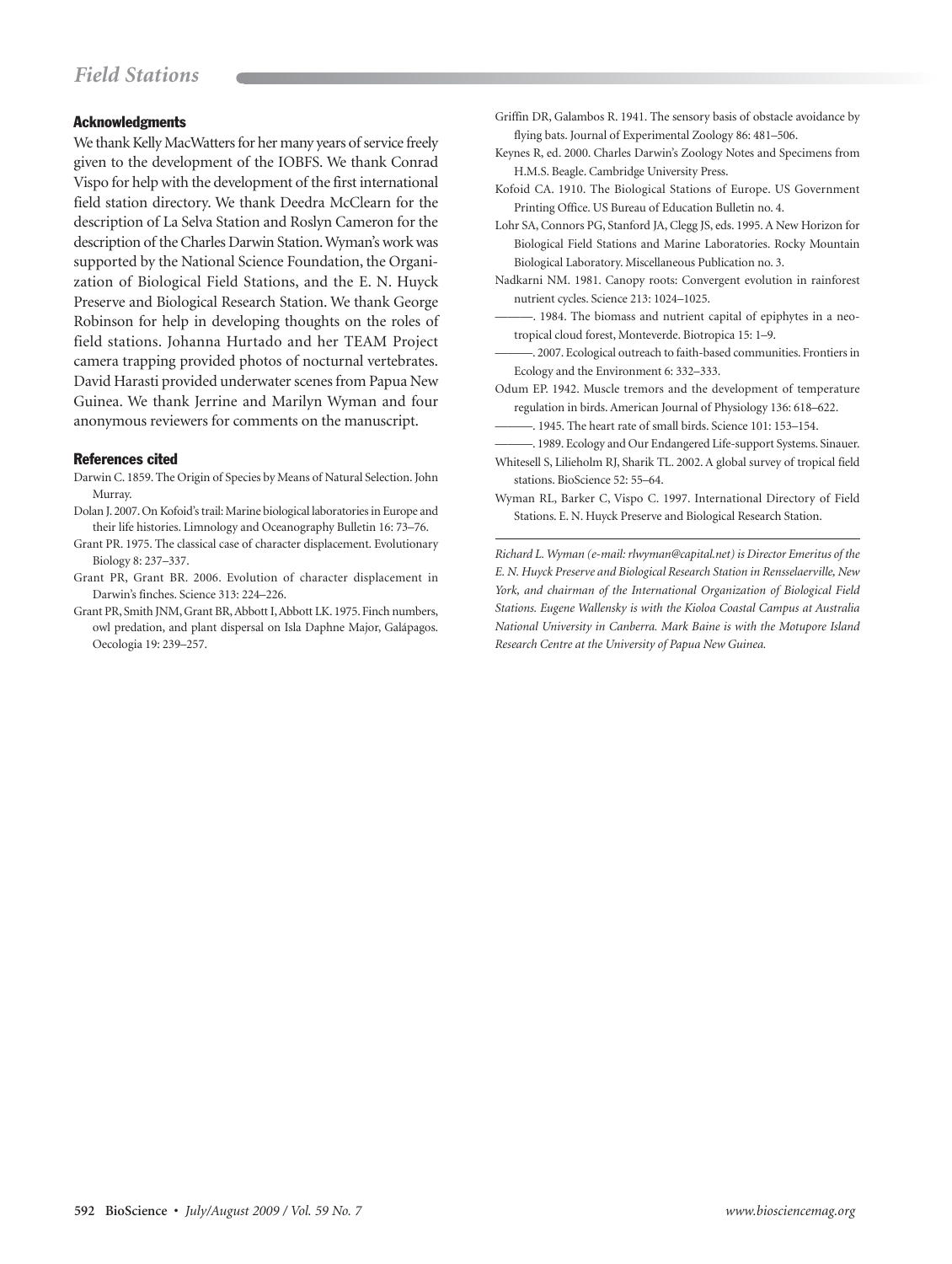### Acknowledgments

We thank Kelly MacWatters for her many years of service freely given to the development of the IOBFS. We thank Conrad Vispo for help with the development of the first international field station directory. We thank Deedra McClearn for the description of La Selva Station and Roslyn Cameron for the description of the Charles Darwin Station. Wyman's work was supported by the National Science Foundation, the Organization of Biological Field Stations, and the E. N. Huyck Preserve and Biological Research Station. We thank George Robinson for help in developing thoughts on the roles of field stations. Johanna Hurtado and her TEAM Project camera trapping provided photos of nocturnal vertebrates. David Harasti provided underwater scenes from Papua New Guinea. We thank Jerrine and Marilyn Wyman and four anonymous reviewers for comments on the manuscript.

### References cited

Darwin C. 1859. The Origin of Species by Means of Natural Selection. John Murray.

Dolan J. 2007. On Kofoid's trail: Marine biological laboratories in Europe and their life histories. Limnology and Oceanography Bulletin 16: 73–76.

Grant PR. 1975. The classical case of character displacement. Evolutionary Biology 8: 237–337.

Grant PR, Grant BR. 2006. Evolution of character displacement in Darwin's finches. Science 313: 224–226.

Grant PR, Smith JNM, Grant BR, Abbott I, Abbott LK. 1975. Finch numbers, owl predation, and plant dispersal on Isla Daphne Major, Galápagos. Oecologia 19: 239–257.

Griffin DR, Galambos R. 1941. The sensory basis of obstacle avoidance by flying bats. Journal of Experimental Zoology 86: 481–506.

Keynes R, ed. 2000. Charles Darwin's Zoology Notes and Specimens from H.M.S. Beagle. Cambridge University Press.

Kofoid CA. 1910. The Biological Stations of Europe. US Government Printing Office. US Bureau of Education Bulletin no. 4.

Lohr SA, Connors PG, Stanford JA, Clegg JS, eds. 1995. A New Horizon for Biological Field Stations and Marine Laboratories. Rocky Mountain Biological Laboratory. Miscellaneous Publication no. 3.

Nadkarni NM. 1981. Canopy roots: Convergent evolution in rainforest nutrient cycles. Science 213: 1024–1025.

———. 1984. The biomass and nutrient capital of epiphytes in a neotropical cloud forest, Monteverde. Biotropica 15: 1–9.

———. 2007. Ecological outreach to faith-based communities. Frontiers in Ecology and the Environment 6: 332–333.

Odum EP. 1942. Muscle tremors and the development of temperature regulation in birds. American Journal of Physiology 136: 618–622.

———. 1945. The heart rate of small birds. Science 101: 153–154.

———. 1989. Ecology and Our Endangered Life-support Systems. Sinauer.

Whitesell S, Lilieholm RJ, Sharik TL. 2002. A global survey of tropical field stations. BioScience 52: 55–64.

Wyman RL, Barker C, Vispo C. 1997. International Directory of Field Stations. E. N. Huyck Preserve and Biological Research Station.

---

*Richard L. Wyman (e-mail: rlwyman@capital.net) is Director Emeritus of the E. N. Huyck Preserve and Biological Research Station in Rensselaerville, New York, and chairman of the International Organization of Biological Field Stations. Eugene Wallensky is with the Kioloa Coastal Campus at Australia National University in Canberra. Mark Baine is with the Motupore Island Research Centre at the University of Papua New Guinea.*